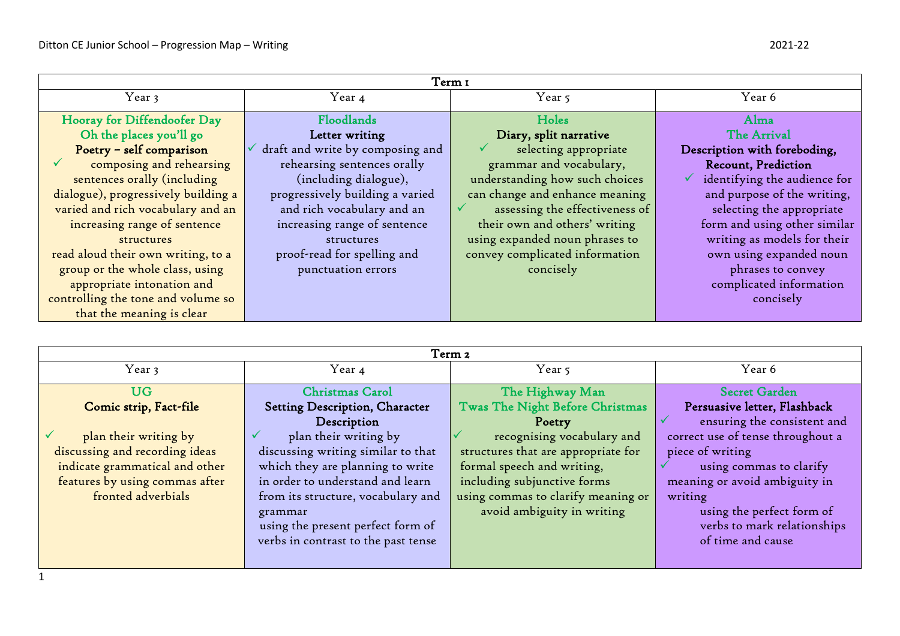Ditton CE Junior School – Progression Map – Writing 2021-22

| Term 1 | | | |
|---|---|---|---|
| Year 3 | Year 4 | Year 5 | Year 6 |
| **Hooray for Diffendoofer Day**<br>**Oh the places you'll go**<br>**Poetry – self comparison**<br>✓ composing and rehearsing sentences orally (including dialogue), progressively building a varied and rich vocabulary and an increasing range of sentence structures<br>read aloud their own writing, to a group or the whole class, using appropriate intonation and controlling the tone and volume so that the meaning is clear | **Floodlands**<br>**Letter writing**<br>✓ draft and write by composing and rehearsing sentences orally (including dialogue), progressively building a varied and rich vocabulary and an increasing range of sentence structures<br>proof-read for spelling and punctuation errors | **Holes**<br>**Diary, split narrative**<br>✓ selecting appropriate grammar and vocabulary, understanding how such choices can change and enhance meaning<br>✓ assessing the effectiveness of their own and others' writing<br>using expanded noun phrases to convey complicated information concisely | **Alma**<br>**The Arrival**<br>**Description with foreboding, Recount, Prediction**<br>✓ identifying the audience for and purpose of the writing, selecting the appropriate form and using other similar writing as models for their own using expanded noun phrases to convey complicated information concisely |

| Term 2 | | | |
|---|---|---|---|
| Year 3 | Year 4 | Year 5 | Year 6 |
| **UG**<br>**Comic strip, Fact-file**<br>✓ plan their writing by discussing and recording ideas<br>indicate grammatical and other features by using commas after fronted adverbials | **Christmas Carol**<br>**Setting Description, Character Description**<br>✓ plan their writing by discussing writing similar to that which they are planning to write in order to understand and learn from its structure, vocabulary and grammar<br>using the present perfect form of verbs in contrast to the past tense | **The Highway Man**<br>**Twas The Night Before Christmas**<br>**Poetry**<br>✓ recognising vocabulary and structures that are appropriate for formal speech and writing, including subjunctive forms<br>using commas to clarify meaning or avoid ambiguity in writing | **Secret Garden**<br>**Persuasive letter, Flashback**<br>✓ ensuring the consistent and correct use of tense throughout a piece of writing<br>✓ using commas to clarify meaning or avoid ambiguity in writing<br>using the perfect form of verbs to mark relationships of time and cause |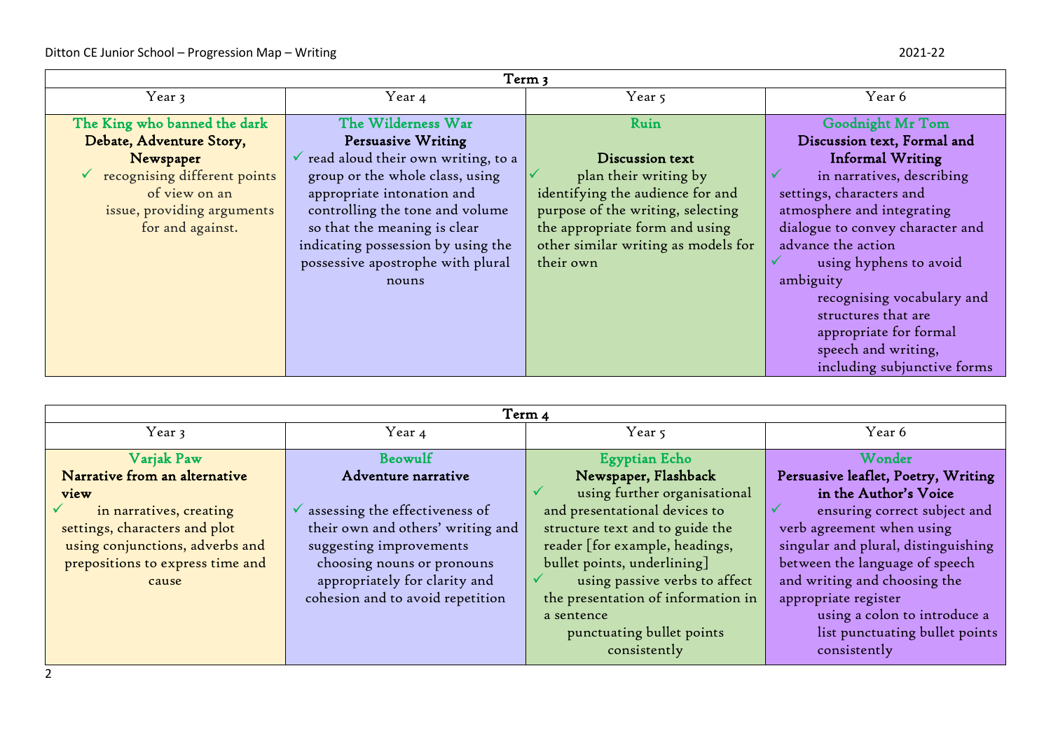| Term 3 | | | |
|---|---|---|---|
| Year 3 | Year 4 | Year 5 | Year 6 |
| **The King who banned the dark**<br>**Debate, Adventure Story, Newspaper**<br>✓ recognising different points of view on an issue, providing arguments for and against. | **The Wilderness War**<br>**Persuasive Writing**<br>✓ read aloud their own writing, to a group or the whole class, using appropriate intonation and controlling the tone and volume so that the meaning is clear<br>indicating possession by using the possessive apostrophe with plural nouns | **Ruin**<br><br>**Discussion text**<br>✓ plan their writing by identifying the audience for and purpose of the writing, selecting the appropriate form and using other similar writing as models for their own | **Goodnight Mr Tom**<br>**Discussion text, Formal and Informal Writing**<br>✓ in narratives, describing settings, characters and atmosphere and integrating dialogue to convey character and advance the action<br>✓ using hyphens to avoid ambiguity<br>recognising vocabulary and structures that are appropriate for formal speech and writing, including subjunctive forms |

| Term 4 | | | |
|---|---|---|---|
| Year 3 | Year 4 | Year 5 | Year 6 |
| **Varjak Paw**<br>**Narrative from an alternative view**<br>✓ in narratives, creating settings, characters and plot<br>using conjunctions, adverbs and prepositions to express time and cause | **Beowulf**<br>**Adventure narrative**<br><br>✓ assessing the effectiveness of their own and others' writing and suggesting improvements<br>choosing nouns or pronouns appropriately for clarity and cohesion and to avoid repetition | **Egyptian Echo**<br>**Newspaper, Flashback**<br>✓ using further organisational and presentational devices to structure text and to guide the reader [for example, headings, bullet points, underlining]<br>✓ using passive verbs to affect the presentation of information in a sentence<br>punctuating bullet points consistently | **Wonder**<br>**Persuasive leaflet, Poetry, Writing in the Author's Voice**<br>✓ ensuring correct subject and verb agreement when using singular and plural, distinguishing between the language of speech and writing and choosing the appropriate register<br>using a colon to introduce a list punctuating bullet points consistently |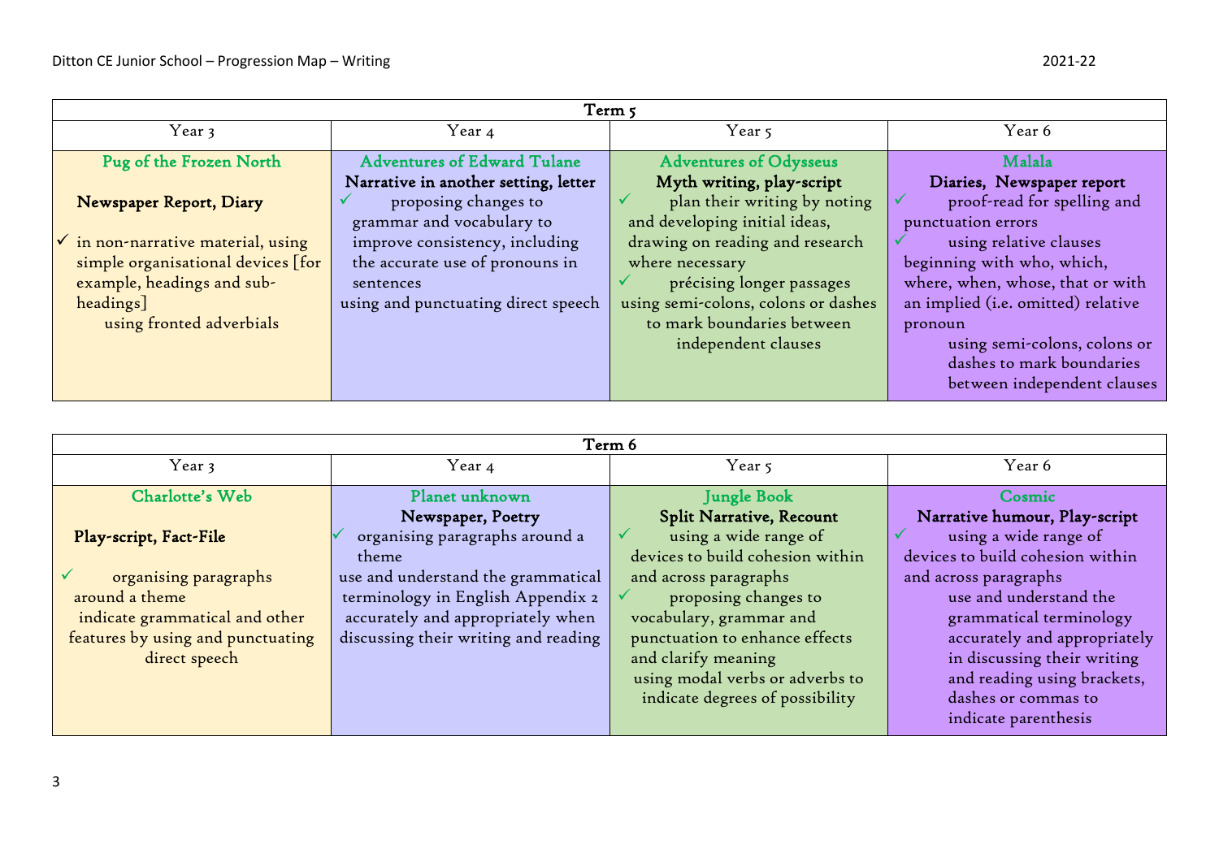| Term 5 | | | |
|---|---|---|---|
| Year 3 | Year 4 | Year 5 | Year 6 |
| **Pug of the Frozen North**<br><br>**Newspaper Report, Diary**<br><br>✓ in non-narrative material, using simple organisational devices [for example, headings and sub-headings]<br>using fronted adverbials | **Adventures of Edward Tulane**<br>**Narrative in another setting, letter**<br>✓ proposing changes to grammar and vocabulary to improve consistency, including the accurate use of pronouns in sentences<br>using and punctuating direct speech | **Adventures of Odysseus**<br>**Myth writing, play-script**<br>✓ plan their writing by noting and developing initial ideas, drawing on reading and research where necessary<br>✓ précising longer passages<br>using semi-colons, colons or dashes to mark boundaries between independent clauses | **Malala**<br>**Diaries, Newspaper report**<br>✓ proof-read for spelling and punctuation errors<br>✓ using relative clauses beginning with who, which, where, when, whose, that or with an implied (i.e. omitted) relative pronoun<br>using semi-colons, colons or dashes to mark boundaries between independent clauses |

| Term 6 | | | |
|---|---|---|---|
| Year 3 | Year 4 | Year 5 | Year 6 |
| **Charlotte's Web**<br><br>**Play-script, Fact-File**<br><br>✓ organising paragraphs around a theme<br>indicate grammatical and other features by using and punctuating direct speech | **Planet unknown**<br>**Newspaper, Poetry**<br>✓ organising paragraphs around a theme<br>use and understand the grammatical terminology in English Appendix 2 accurately and appropriately when discussing their writing and reading | **Jungle Book**<br>**Split Narrative, Recount**<br>✓ using a wide range of devices to build cohesion within and across paragraphs<br>✓ proposing changes to vocabulary, grammar and punctuation to enhance effects and clarify meaning<br>using modal verbs or adverbs to indicate degrees of possibility | **Cosmic**<br>**Narrative humour, Play-script**<br>✓ using a wide range of devices to build cohesion within and across paragraphs<br>use and understand the grammatical terminology accurately and appropriately in discussing their writing and reading using brackets, dashes or commas to indicate parenthesis |